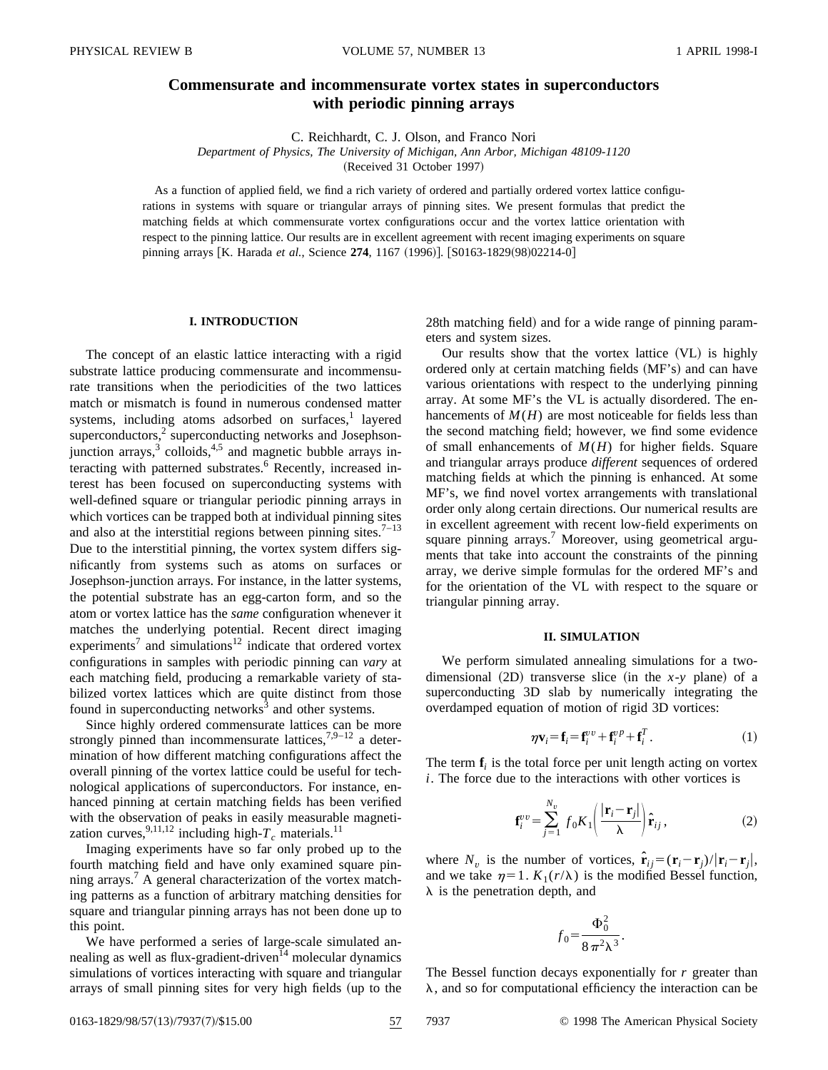# Commensurate and incommensurate vortex states in superconductors with periodic pinning arrays

C. Reichhardt, C. J. Olson, and Franco Nori

*Department of Physics, The University of Michigan, Ann Arbor, Michigan 48109-1120*

(Received 31 October 1997)

As a function of applied field, we find a rich variety of ordered and partially ordered vortex lattice configurations in systems with square or triangular arrays of pinning sites. We present formulas that predict the matching fields at which commensurate vortex configurations occur and the vortex lattice orientation with respect to the pinning lattice. Our results are in excellent agreement with recent imaging experiments on square pinning arrays [K. Harada *et al.*, Science **274**, 1167 (1996)]. [S0163-1829(98)02214-0]

## I. INTRODUCTION

The concept of an elastic lattice interacting with a rigid substrate lattice producing commensurate and incommensurate transitions when the periodicities of the two lattices match or mismatch is found in numerous condensed matter systems, including atoms adsorbed on surfaces,[1] layered superconductors,[2] superconducting networks and Josephson-junction arrays,[3] colloids,[4,5] and magnetic bubble arrays interacting with patterned substrates.[6] Recently, increased interest has been focused on superconducting systems with well-defined square or triangular periodic pinning arrays in which vortices can be trapped both at individual pinning sites and also at the interstitial regions between pinning sites.[7–13] Due to the interstitial pinning, the vortex system differs significantly from systems such as atoms on surfaces or Josephson-junction arrays. For instance, in the latter systems, the potential substrate has an egg-carton form, and so the atom or vortex lattice has the *same* configuration whenever it matches the underlying potential. Recent direct imaging experiments[7] and simulations[12] indicate that ordered vortex configurations in samples with periodic pinning can *vary* at each matching field, producing a remarkable variety of stabilized vortex lattices which are quite distinct from those found in superconducting networks[3] and other systems.

Since highly ordered commensurate lattices can be more strongly pinned than incommensurate lattices,[7,9–12] a determination of how different matching configurations affect the overall pinning of the vortex lattice could be useful for technological applications of superconductors. For instance, enhanced pinning at certain matching fields has been verified with the observation of peaks in easily measurable magnetization curves,[9,11,12] including high-$T_c$ materials.[11]

Imaging experiments have so far only probed up to the fourth matching field and have only examined square pinning arrays.[7] A general characterization of the vortex matching patterns as a function of arbitrary matching densities for square and triangular pinning arrays has not been done up to this point.

We have performed a series of large-scale simulated annealing as well as flux-gradient-driven[14] molecular dynamics simulations of vortices interacting with square and triangular arrays of small pinning sites for very high fields (up to the 28th matching field) and for a wide range of pinning parameters and system sizes.

Our results show that the vortex lattice (VL) is highly ordered only at certain matching fields (MF's) and can have various orientations with respect to the underlying pinning array. At some MF's the VL is actually disordered. The enhancements of $M(H)$ are most noticeable for fields less than the second matching field; however, we find some evidence of small enhancements of $M(H)$ for higher fields. Square and triangular arrays produce *different* sequences of ordered matching fields at which the pinning is enhanced. At some MF's, we find novel vortex arrangements with translational order only along certain directions. Our numerical results are in excellent agreement with recent low-field experiments on square pinning arrays.[7] Moreover, using geometrical arguments that take into account the constraints of the pinning array, we derive simple formulas for the ordered MF's and for the orientation of the VL with respect to the square or triangular pinning array.

## II. SIMULATION

We perform simulated annealing simulations for a two-dimensional (2D) transverse slice (in the $x$-$y$ plane) of a superconducting 3D slab by numerically integrating the overdamped equation of motion of rigid 3D vortices:

$$\eta \mathbf{v}_i = \mathbf{f}_i = \mathbf{f}_i^{vv} + \mathbf{f}_i^{vp} + \mathbf{f}_i^{T}. \tag{1}$$

The term $\mathbf{f}_i$ is the total force per unit length acting on vortex $i$. The force due to the interactions with other vortices is

$$\mathbf{f}_i^{vv} = \sum_{j=1}^{N_v} f_0 K_1\left(\frac{|\mathbf{r}_i - \mathbf{r}_j|}{\lambda}\right) \hat{\mathbf{r}}_{ij}, \tag{2}$$

where $N_v$ is the number of vortices, $\hat{\mathbf{r}}_{ij} = (\mathbf{r}_i - \mathbf{r}_j)/|\mathbf{r}_i - \mathbf{r}_j|$, and we take $\eta = 1$. $K_1(r/\lambda)$ is the modified Bessel function, $\lambda$ is the penetration depth, and

$$f_0 = \frac{\Phi_0^2}{8\pi^2\lambda^3}.$$

The Bessel function decays exponentially for $r$ greater than $\lambda$, and so for computational efficiency the interaction can be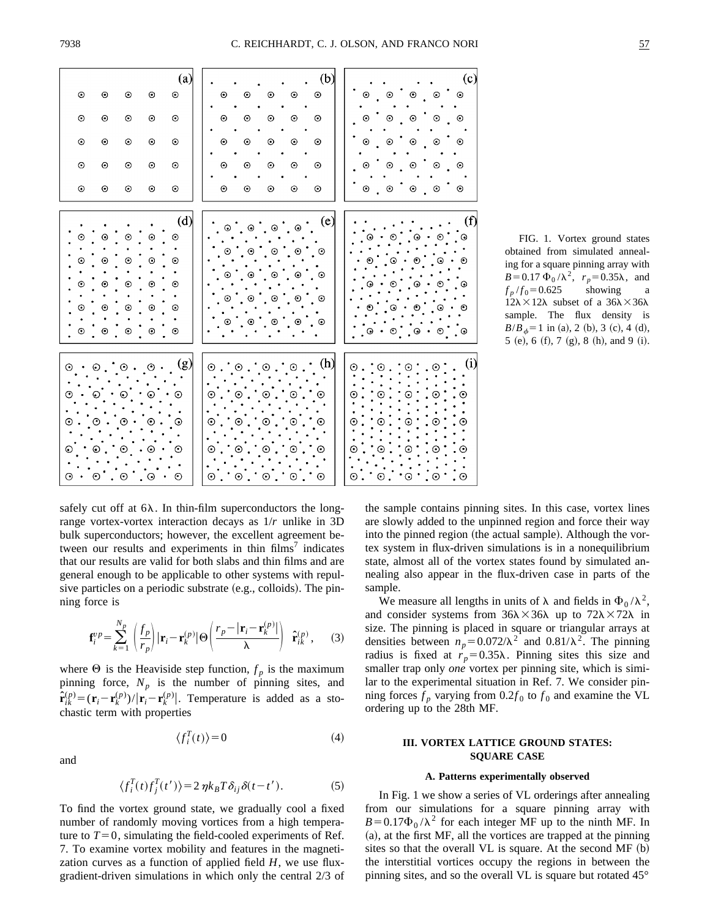FIG. 1. Vortex ground states obtained from simulated annealing for a square pinning array with $B=0.17\,\Phi_0/\lambda^2$, $r_p=0.35\lambda$, and $f_p/f_0=0.625$ showing a $12\lambda\times 12\lambda$ subset of a $36\lambda\times 36\lambda$ sample. The flux density is $B/B_\phi=1$ in (a), 2 (b), 3 (c), 4 (d), 5 (e), 6 (f), 7 (g), 8 (h), and 9 (i).

safely cut off at $6\lambda$. In thin-film superconductors the long-range vortex-vortex interaction decays as $1/r$ unlike in 3D bulk superconductors; however, the excellent agreement between our results and experiments in thin films[7] indicates that our results are valid for both slabs and thin films and are general enough to be applicable to other systems with repulsive particles on a periodic substrate (e.g., colloids). The pinning force is

$$\mathbf{f}_i^{vp}=\sum_{k=1}^{N_p}\left(\frac{f_p}{r_p}\right)|\mathbf{r}_i-\mathbf{r}_k^{(p)}|\Theta\left(\frac{r_p-|\mathbf{r}_i-\mathbf{r}_k^{(p)}|}{\lambda}\right)\hat{\mathbf{r}}_{ik}^{(p)}, \quad (3)$$

where $\Theta$ is the Heaviside step function, $f_p$ is the maximum pinning force, $N_p$ is the number of pinning sites, and $\hat{\mathbf{r}}_{ik}^{(p)}=(\mathbf{r}_i-\mathbf{r}_k^{(p)})/|\mathbf{r}_i-\mathbf{r}_k^{(p)}|$. Temperature is added as a stochastic term with properties

$$\langle f_i^T(t)\rangle=0 \quad (4)$$

and

$$\langle f_i^T(t)f_j^T(t')\rangle=2\eta k_B T\delta_{ij}\delta(t-t'). \quad (5)$$

To find the vortex ground state, we gradually cool a fixed number of randomly moving vortices from a high temperature to $T=0$, simulating the field-cooled experiments of Ref. 7. To examine vortex mobility and features in the magnetization curves as a function of applied field $H$, we use flux-gradient-driven simulations in which only the central 2/3 of the sample contains pinning sites. In this case, vortex lines are slowly added to the unpinned region and force their way into the pinned region (the actual sample). Although the vortex system in flux-driven simulations is in a nonequilibrium state, almost all of the vortex states found by simulated annealing also appear in the flux-driven case in parts of the sample.

We measure all lengths in units of $\lambda$ and fields in $\Phi_0/\lambda^2$, and consider systems from $36\lambda\times 36\lambda$ up to $72\lambda\times 72\lambda$ in size. The pinning is placed in square or triangular arrays at densities between $n_p=0.072/\lambda^2$ and $0.81/\lambda^2$. The pinning radius is fixed at $r_p=0.35\lambda$. Pinning sites this size and smaller trap only *one* vortex per pinning site, which is similar to the experimental situation in Ref. 7. We consider pinning forces $f_p$ varying from $0.2f_0$ to $f_0$ and examine the VL ordering up to the 28th MF.

## III. VORTEX LATTICE GROUND STATES: SQUARE CASE

### A. Patterns experimentally observed

In Fig. 1 we show a series of VL orderings after annealing from our simulations for a square pinning array with $B=0.17\Phi_0/\lambda^2$ for each integer MF up to the ninth MF. In (a), at the first MF, all the vortices are trapped at the pinning sites so that the overall VL is square. At the second MF (b) the interstitial vortices occupy the regions in between the pinning sites, and so the overall VL is square but rotated 45°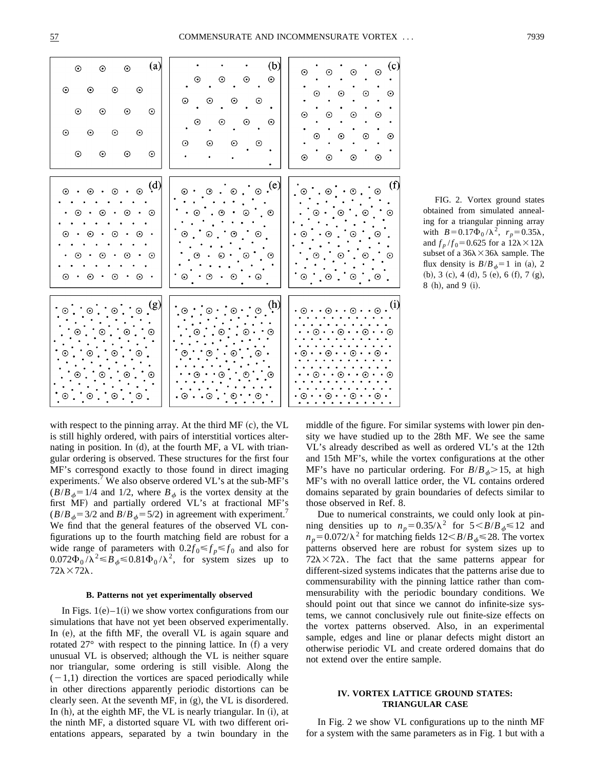FIG. 2. Vortex ground states obtained from simulated annealing for a triangular pinning array with $B=0.17\Phi_0/\lambda^2$, $r_p=0.35\lambda$, and $f_p/f_0=0.625$ for a $12\lambda\times12\lambda$ subset of a $36\lambda\times36\lambda$ sample. The flux density is $B/B_\phi=1$ in (a), 2 (b), 3 (c), 4 (d), 5 (e), 6 (f), 7 (g), 8 (h), and 9 (i).

with respect to the pinning array. At the third MF (c), the VL is still highly ordered, with pairs of interstitial vortices alternating in position. In (d), at the fourth MF, a VL with triangular ordering is observed. These structures for the first four MF's correspond exactly to those found in direct imaging experiments.[7] We also observe ordered VL's at the sub-MF's ($B/B_\phi=1/4$ and 1/2, where $B_\phi$ is the vortex density at the first MF) and partially ordered VL's at fractional MF's ($B/B_\phi=3/2$ and $B/B_\phi=5/2$) in agreement with experiment.[7] We find that the general features of the observed VL configurations up to the fourth matching field are robust for a wide range of parameters with $0.2f_0\leq f_p\leq f_0$ and also for $0.072\Phi_0/\lambda^2\leq B_\phi\leq0.81\Phi_0/\lambda^2$, for system sizes up to $72\lambda\times72\lambda$.

### B. Patterns not yet experimentally observed

In Figs. 1(e)–1(i) we show vortex configurations from our simulations that have not yet been observed experimentally. In (e), at the fifth MF, the overall VL is again square and rotated 27° with respect to the pinning lattice. In (f) a very unusual VL is observed; although the VL is neither square nor triangular, some ordering is still visible. Along the $(-1,1)$ direction the vortices are spaced periodically while in other directions apparently periodic distortions can be clearly seen. At the seventh MF, in (g), the VL is disordered. In (h), at the eighth MF, the VL is nearly triangular. In (i), at the ninth MF, a distorted square VL with two different orientations appears, separated by a twin boundary in the middle of the figure. For similar systems with lower pin density we have studied up to the 28th MF. We see the same VL's already described as well as ordered VL's at the 12th and 15th MF's, while the vortex configurations at the other MF's have no particular ordering. For $B/B_\phi>15$, at high MF's with no overall lattice order, the VL contains ordered domains separated by grain boundaries of defects similar to those observed in Ref. 8.

Due to numerical constraints, we could only look at pinning densities up to $n_p=0.35/\lambda^2$ for $5<B/B_\phi\leq12$ and $n_p=0.072/\lambda^2$ for matching fields $12<B/B_\phi\leq28$. The vortex patterns observed here are robust for system sizes up to $72\lambda\times72\lambda$. The fact that the same patterns appear for different-sized systems indicates that the patterns arise due to commensurability with the pinning lattice rather than commensurability with the periodic boundary conditions. We should point out that since we cannot do infinite-size systems, we cannot conclusively rule out finite-size effects on the vortex patterns observed. Also, in an experimental sample, edges and line or planar defects might distort an otherwise periodic VL and create ordered domains that do not extend over the entire sample.

## IV. VORTEX LATTICE GROUND STATES: TRIANGULAR CASE

In Fig. 2 we show VL configurations up to the ninth MF for a system with the same parameters as in Fig. 1 but with a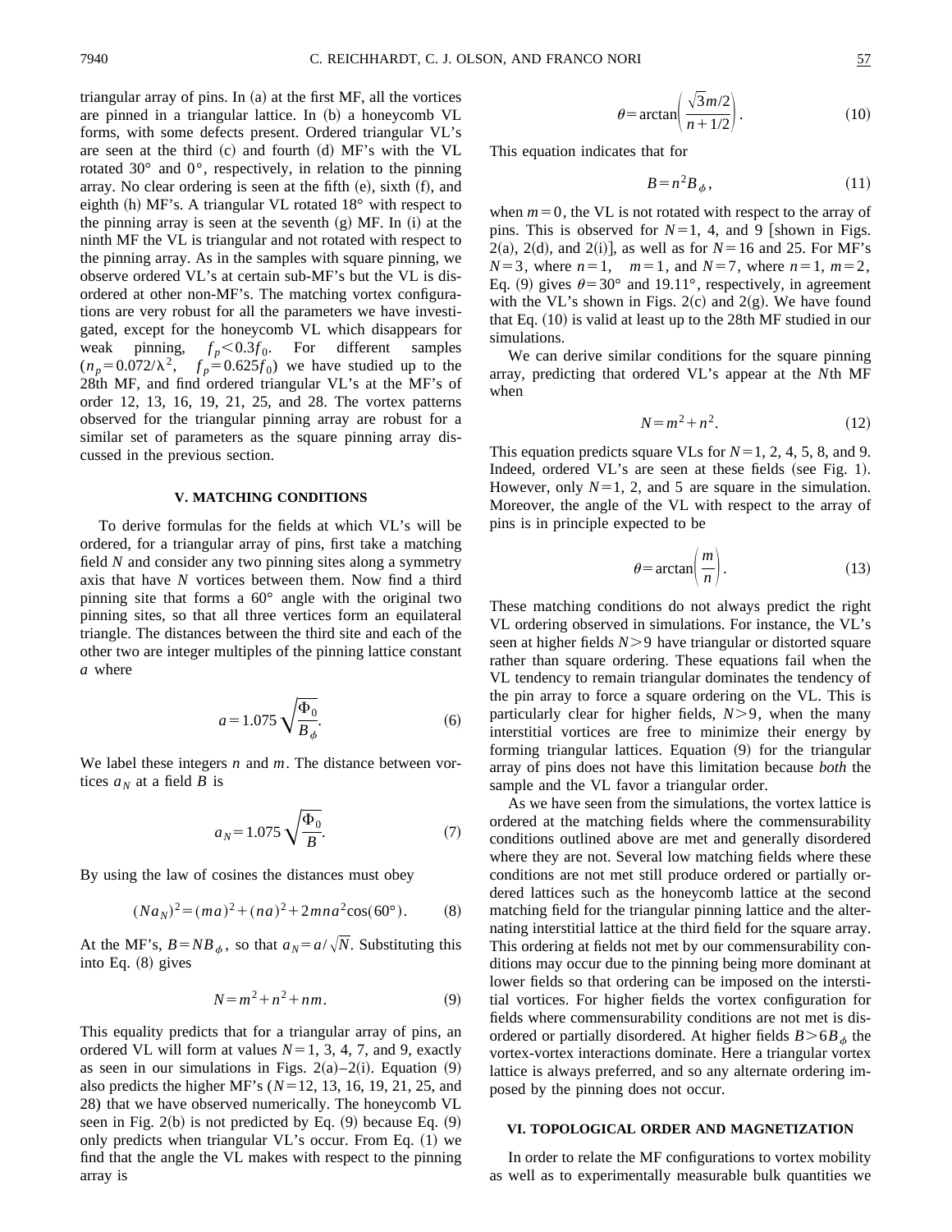triangular array of pins. In (a) at the first MF, all the vortices are pinned in a triangular lattice. In (b) a honeycomb VL forms, with some defects present. Ordered triangular VL's are seen at the third (c) and fourth (d) MF's with the VL rotated 30° and 0°, respectively, in relation to the pinning array. No clear ordering is seen at the fifth (e), sixth (f), and eighth (h) MF's. A triangular VL rotated 18° with respect to the pinning array is seen at the seventh (g) MF. In (i) at the ninth MF the VL is triangular and not rotated with respect to the pinning array. As in the samples with square pinning, we observe ordered VL's at certain sub-MF's but the VL is disordered at other non-MF's. The matching vortex configurations are very robust for all the parameters we have investigated, except for the honeycomb VL which disappears for weak pinning, $f_p<0.3f_0$. For different samples ($n_p=0.072/\lambda^2$, $f_p=0.625f_0$) we have studied up to the 28th MF, and find ordered triangular VL's at the MF's of order 12, 13, 16, 19, 21, 25, and 28. The vortex patterns observed for the triangular pinning array are robust for a similar set of parameters as the square pinning array discussed in the previous section.

## V. MATCHING CONDITIONS

To derive formulas for the fields at which VL's will be ordered, for a triangular array of pins, first take a matching field $N$ and consider any two pinning sites along a symmetry axis that have $N$ vortices between them. Now find a third pinning site that forms a 60° angle with the original two pinning sites, so that all three vertices form an equilateral triangle. The distances between the third site and each of the other two are integer multiples of the pinning lattice constant $a$ where

$$a=1.075\sqrt{\frac{\Phi_0}{B_\phi}}. \tag{6}$$

We label these integers $n$ and $m$. The distance between vortices $a_N$ at a field $B$ is

$$a_N=1.075\sqrt{\frac{\Phi_0}{B}}. \tag{7}$$

By using the law of cosines the distances must obey

$$(Na_N)^2=(ma)^2+(na)^2+2mna^2\cos(60°). \tag{8}$$

At the MF's, $B=NB_\phi$, so that $a_N=a/\sqrt{N}$. Substituting this into Eq. (8) gives

$$N=m^2+n^2+nm. \tag{9}$$

This equality predicts that for a triangular array of pins, an ordered VL will form at values $N=1$, 3, 4, 7, and 9, exactly as seen in our simulations in Figs. 2(a)–2(i). Equation (9) also predicts the higher MF's ($N=12$, 13, 16, 19, 21, 25, and 28) that we have observed numerically. The honeycomb VL seen in Fig. 2(b) is not predicted by Eq. (9) because Eq. (9) only predicts when triangular VL's occur. From Eq. (1) we find that the angle the VL makes with respect to the pinning array is

$$\theta=\arctan\left(\frac{\sqrt{3}m/2}{n+1/2}\right). \tag{10}$$

This equation indicates that for

$$B=n^2B_\phi, \tag{11}$$

when $m=0$, the VL is not rotated with respect to the array of pins. This is observed for $N=1$, 4, and 9 [shown in Figs. 2(a), 2(d), and 2(i)], as well as for $N=16$ and 25. For MF's $N=3$, where $n=1$, $m=1$, and $N=7$, where $n=1$, $m=2$, Eq. (9) gives $\theta=30°$ and 19.11°, respectively, in agreement with the VL's shown in Figs. 2(c) and 2(g). We have found that Eq. (10) is valid at least up to the 28th MF studied in our simulations.

We can derive similar conditions for the square pinning array, predicting that ordered VL's appear at the $N$th MF when

$$N=m^2+n^2. \tag{12}$$

This equation predicts square VLs for $N=1$, 2, 4, 5, 8, and 9. Indeed, ordered VL's are seen at these fields (see Fig. 1). However, only $N=1$, 2, and 5 are square in the simulation. Moreover, the angle of the VL with respect to the array of pins is in principle expected to be

$$\theta=\arctan\left(\frac{m}{n}\right). \tag{13}$$

These matching conditions do not always predict the right VL ordering observed in simulations. For instance, the VL's seen at higher fields $N>9$ have triangular or distorted square rather than square ordering. These equations fail when the VL tendency to remain triangular dominates the tendency of the pin array to force a square ordering on the VL. This is particularly clear for higher fields, $N>9$, when the many interstitial vortices are free to minimize their energy by forming triangular lattices. Equation (9) for the triangular array of pins does not have this limitation because *both* the sample and the VL favor a triangular order.

As we have seen from the simulations, the vortex lattice is ordered at the matching fields where the commensurability conditions outlined above are met and generally disordered where they are not. Several low matching fields where these conditions are not met still produce ordered or partially ordered lattices such as the honeycomb lattice at the second matching field for the triangular pinning lattice and the alternating interstitial lattice at the third field for the square array. This ordering at fields not met by our commensurability conditions may occur due to the pinning being more dominant at lower fields so that ordering can be imposed on the interstitial vortices. For higher fields the vortex configuration for fields where commensurability conditions are not met is disordered or partially disordered. At higher fields $B>6B_\phi$ the vortex-vortex interactions dominate. Here a triangular vortex lattice is always preferred, and so any alternate ordering imposed by the pinning does not occur.

## VI. TOPOLOGICAL ORDER AND MAGNETIZATION

In order to relate the MF configurations to vortex mobility as well as to experimentally measurable bulk quantities we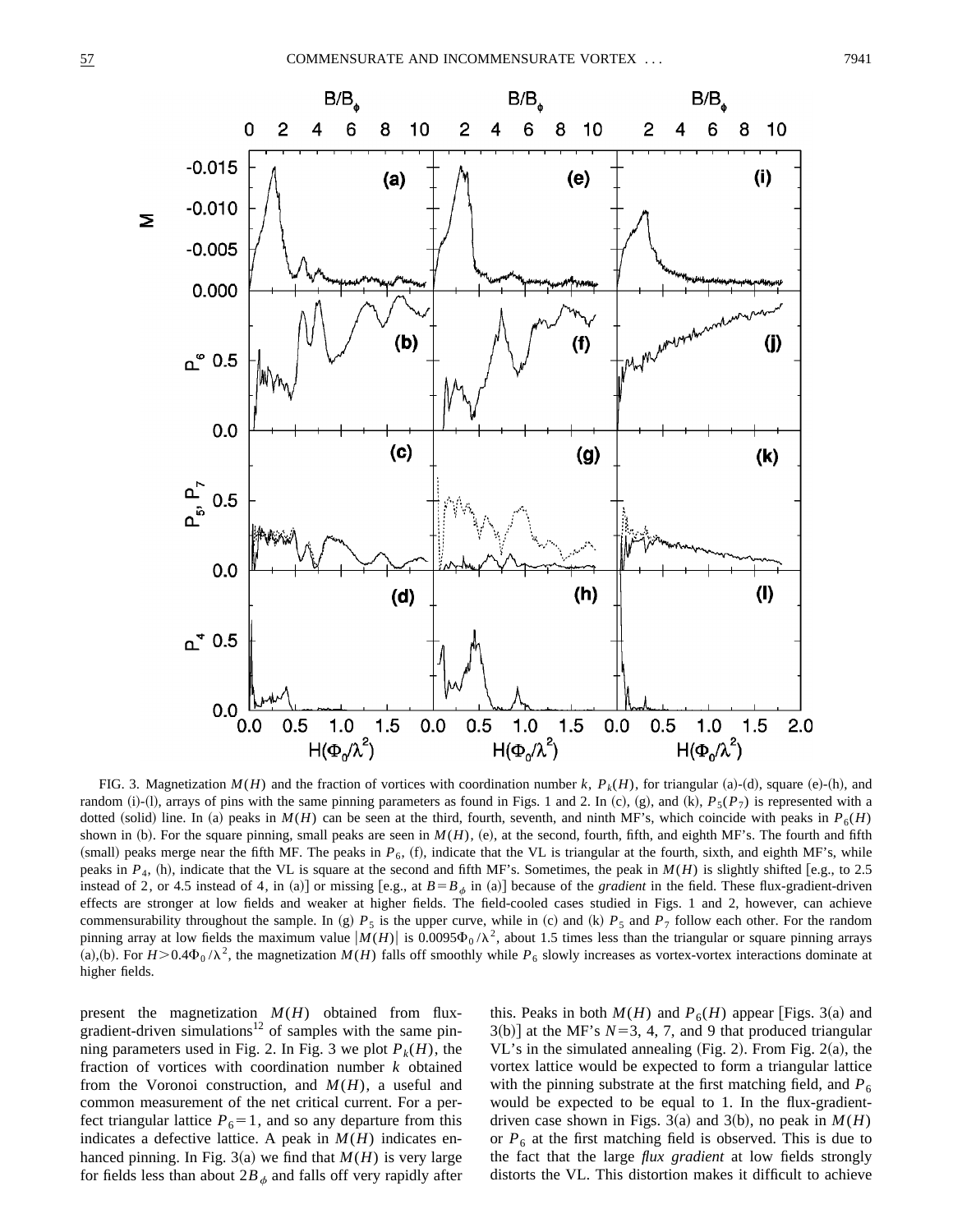FIG. 3. Magnetization $M(H)$ and the fraction of vortices with coordination number $k$, $P_k(H)$, for triangular (a)-(d), square (e)-(h), and random (i)-(l), arrays of pins with the same pinning parameters as found in Figs. 1 and 2. In (c), (g), and (k), $P_5(P_7)$ is represented with a dotted (solid) line. In (a) peaks in $M(H)$ can be seen at the third, fourth, seventh, and ninth MF's, which coincide with peaks in $P_6(H)$ shown in (b). For the square pinning, small peaks are seen in $M(H)$, (e), at the second, fourth, fifth, and eighth MF's. The fourth and fifth (small) peaks merge near the fifth MF. The peaks in $P_6$, (f), indicate that the VL is triangular at the fourth, sixth, and eighth MF's, while peaks in $P_4$, (h), indicate that the VL is square at the second and fifth MF's. Sometimes, the peak in $M(H)$ is slightly shifted [e.g., to 2.5 instead of 2, or 4.5 instead of 4, in (a)] or missing [e.g., at $B=B_\phi$ in (a)] because of the *gradient* in the field. These flux-gradient-driven effects are stronger at low fields and weaker at higher fields. The field-cooled cases studied in Figs. 1 and 2, however, can achieve commensurability throughout the sample. In (g) $P_5$ is the upper curve, while in (c) and (k) $P_5$ and $P_7$ follow each other. For the random pinning array at low fields the maximum value $|M(H)|$ is $0.0095\Phi_0/\lambda^2$, about 1.5 times less than the triangular or square pinning arrays (a),(b). For $H>0.4\Phi_0/\lambda^2$, the magnetization $M(H)$ falls off smoothly while $P_6$ slowly increases as vortex-vortex interactions dominate at higher fields.

present the magnetization $M(H)$ obtained from flux-gradient-driven simulations[12] of samples with the same pinning parameters used in Fig. 2. In Fig. 3 we plot $P_k(H)$, the fraction of vortices with coordination number $k$ obtained from the Voronoi construction, and $M(H)$, a useful and common measurement of the net critical current. For a perfect triangular lattice $P_6=1$, and so any departure from this indicates a defective lattice. A peak in $M(H)$ indicates enhanced pinning. In Fig. 3(a) we find that $M(H)$ is very large for fields less than about $2B_\phi$ and falls off very rapidly after this. Peaks in both $M(H)$ and $P_6(H)$ appear [Figs. 3(a) and 3(b)] at the MF's $N=3$, 4, 7, and 9 that produced triangular VL's in the simulated annealing (Fig. 2). From Fig. 2(a), the vortex lattice would be expected to form a triangular lattice with the pinning substrate at the first matching field, and $P_6$ would be expected to be equal to 1. In the flux-gradient-driven case shown in Figs. 3(a) and 3(b), no peak in $M(H)$ or $P_6$ at the first matching field is observed. This is due to the fact that the large *flux gradient* at low fields strongly distorts the VL. This distortion makes it difficult to achieve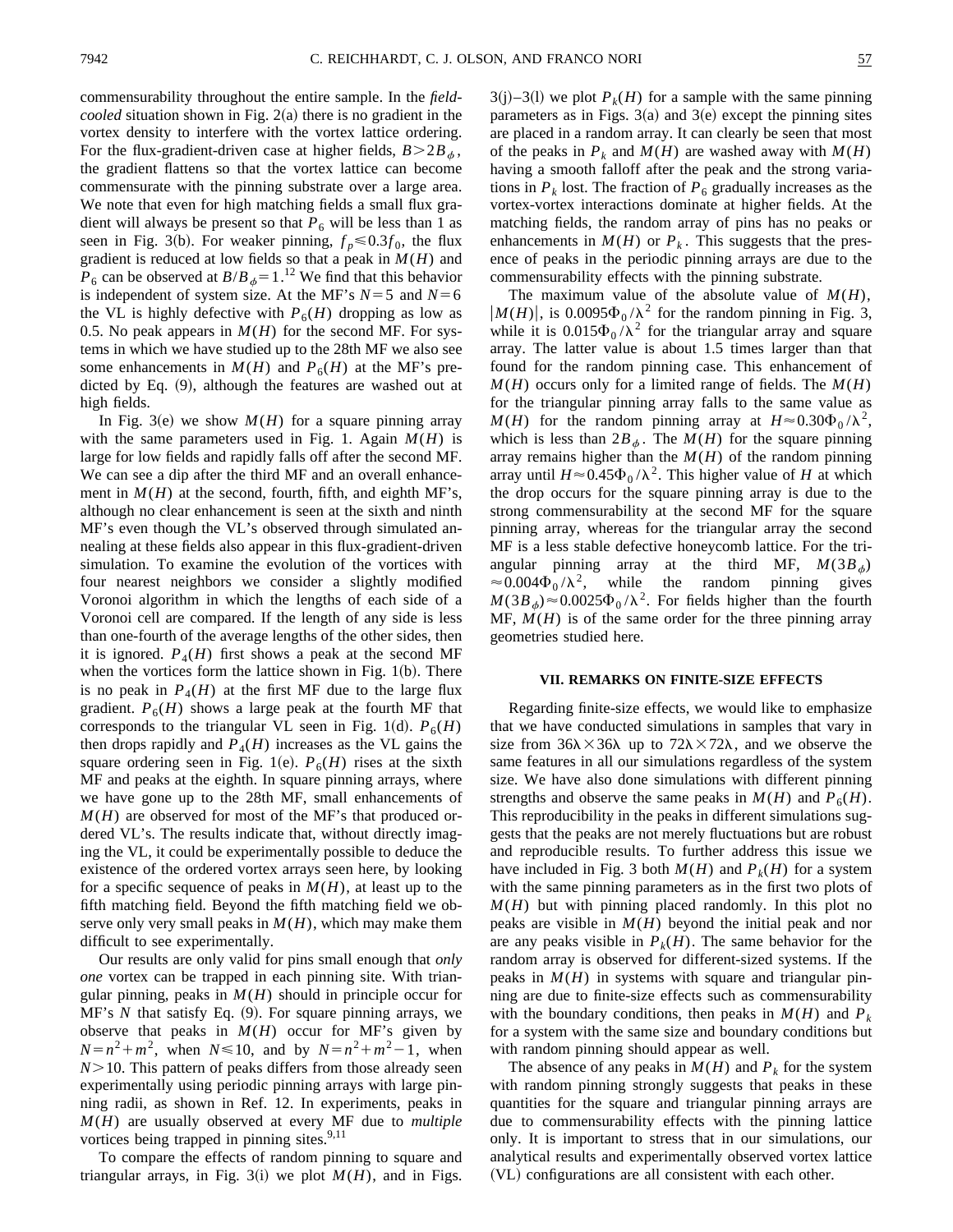commensurability throughout the entire sample. In the *field-cooled* situation shown in Fig. 2(a) there is no gradient in the vortex density to interfere with the vortex lattice ordering. For the flux-gradient-driven case at higher fields, $B > 2B_\phi$, the gradient flattens so that the vortex lattice can become commensurate with the pinning substrate over a large area. We note that even for high matching fields a small flux gradient will always be present so that $P_6$ will be less than 1 as seen in Fig. 3(b). For weaker pinning, $f_p \leqslant 0.3 f_0$, the flux gradient is reduced at low fields so that a peak in $M(H)$ and $P_6$ can be observed at $B/B_\phi = 1$.[12] We find that this behavior is independent of system size. At the MF's $N=5$ and $N=6$ the VL is highly defective with $P_6(H)$ dropping as low as 0.5. No peak appears in $M(H)$ for the second MF. For systems in which we have studied up to the 28th MF we also see some enhancements in $M(H)$ and $P_6(H)$ at the MF's predicted by Eq. (9), although the features are washed out at high fields.

In Fig. 3(e) we show $M(H)$ for a square pinning array with the same parameters used in Fig. 1. Again $M(H)$ is large for low fields and rapidly falls off after the second MF. We can see a dip after the third MF and an overall enhancement in $M(H)$ at the second, fourth, fifth, and eighth MF's, although no clear enhancement is seen at the sixth and ninth MF's even though the VL's observed through simulated annealing at these fields also appear in this flux-gradient-driven simulation. To examine the evolution of the vortices with four nearest neighbors we consider a slightly modified Voronoi algorithm in which the lengths of each side of a Voronoi cell are compared. If the length of any side is less than one-fourth of the average lengths of the other sides, then it is ignored. $P_4(H)$ first shows a peak at the second MF when the vortices form the lattice shown in Fig. 1(b). There is no peak in $P_4(H)$ at the first MF due to the large flux gradient. $P_6(H)$ shows a large peak at the fourth MF that corresponds to the triangular VL seen in Fig. 1(d). $P_6(H)$ then drops rapidly and $P_4(H)$ increases as the VL gains the square ordering seen in Fig. 1(e). $P_6(H)$ rises at the sixth MF and peaks at the eighth. In square pinning arrays, where we have gone up to the 28th MF, small enhancements of $M(H)$ are observed for most of the MF's that produced ordered VL's. The results indicate that, without directly imaging the VL, it could be experimentally possible to deduce the existence of the ordered vortex arrays seen here, by looking for a specific sequence of peaks in $M(H)$, at least up to the fifth matching field. Beyond the fifth matching field we observe only very small peaks in $M(H)$, which may make them difficult to see experimentally.

Our results are only valid for pins small enough that *only one* vortex can be trapped in each pinning site. With triangular pinning, peaks in $M(H)$ should in principle occur for MF's $N$ that satisfy Eq. (9). For square pinning arrays, we observe that peaks in $M(H)$ occur for MF's given by $N = n^2 + m^2$, when $N \leqslant 10$, and by $N = n^2 + m^2 - 1$, when $N > 10$. This pattern of peaks differs from those already seen experimentally using periodic pinning arrays with large pinning radii, as shown in Ref. 12. In experiments, peaks in $M(H)$ are usually observed at every MF due to *multiple* vortices being trapped in pinning sites.[9,11]

To compare the effects of random pinning to square and triangular arrays, in Fig. 3(i) we plot $M(H)$, and in Figs. 3(j)–3(l) we plot $P_k(H)$ for a sample with the same pinning parameters as in Figs. 3(a) and 3(e) except the pinning sites are placed in a random array. It can clearly be seen that most of the peaks in $P_k$ and $M(H)$ are washed away with $M(H)$ having a smooth falloff after the peak and the strong variations in $P_k$ lost. The fraction of $P_6$ gradually increases as the vortex-vortex interactions dominate at higher fields. At the matching fields, the random array of pins has no peaks or enhancements in $M(H)$ or $P_k$. This suggests that the presence of peaks in the periodic pinning arrays are due to the commensurability effects with the pinning substrate.

The maximum value of the absolute value of $M(H)$, $|M(H)|$, is $0.0095\Phi_0/\lambda^2$ for the random pinning in Fig. 3, while it is $0.015\Phi_0/\lambda^2$ for the triangular array and square array. The latter value is about 1.5 times larger than that found for the random pinning case. This enhancement of $M(H)$ occurs only for a limited range of fields. The $M(H)$ for the triangular pinning array falls to the same value as $M(H)$ for the random pinning array at $H \approx 0.30\Phi_0/\lambda^2$, which is less than $2B_\phi$. The $M(H)$ for the square pinning array remains higher than the $M(H)$ of the random pinning array until $H \approx 0.45\Phi_0/\lambda^2$. This higher value of $H$ at which the drop occurs for the square pinning array is due to the strong commensurability at the second MF for the square pinning array, whereas for the triangular array the second MF is a less stable defective honeycomb lattice. For the triangular pinning array at the third MF, $M(3B_\phi) \approx 0.004\Phi_0/\lambda^2$, while the random pinning gives $M(3B_\phi) \approx 0.0025\Phi_0/\lambda^2$. For fields higher than the fourth MF, $M(H)$ is of the same order for the three pinning array geometries studied here.

## VII. REMARKS ON FINITE-SIZE EFFECTS

Regarding finite-size effects, we would like to emphasize that we have conducted simulations in samples that vary in size from $36\lambda \times 36\lambda$ up to $72\lambda \times 72\lambda$, and we observe the same features in all our simulations regardless of the system size. We have also done simulations with different pinning strengths and observe the same peaks in $M(H)$ and $P_6(H)$. This reproducibility in the peaks in different simulations suggests that the peaks are not merely fluctuations but are robust and reproducible results. To further address this issue we have included in Fig. 3 both $M(H)$ and $P_k(H)$ for a system with the same pinning parameters as in the first two plots of $M(H)$ but with pinning placed randomly. In this plot no peaks are visible in $M(H)$ beyond the initial peak and nor are any peaks visible in $P_k(H)$. The same behavior for the random array is observed for different-sized systems. If the peaks in $M(H)$ in systems with square and triangular pinning are due to finite-size effects such as commensurability with the boundary conditions, then peaks in $M(H)$ and $P_k$ for a system with the same size and boundary conditions but with random pinning should appear as well.

The absence of any peaks in $M(H)$ and $P_k$ for the system with random pinning strongly suggests that peaks in these quantities for the square and triangular pinning arrays are due to commensurability effects with the pinning lattice only. It is important to stress that in our simulations, our analytical results and experimentally observed vortex lattice (VL) configurations are all consistent with each other.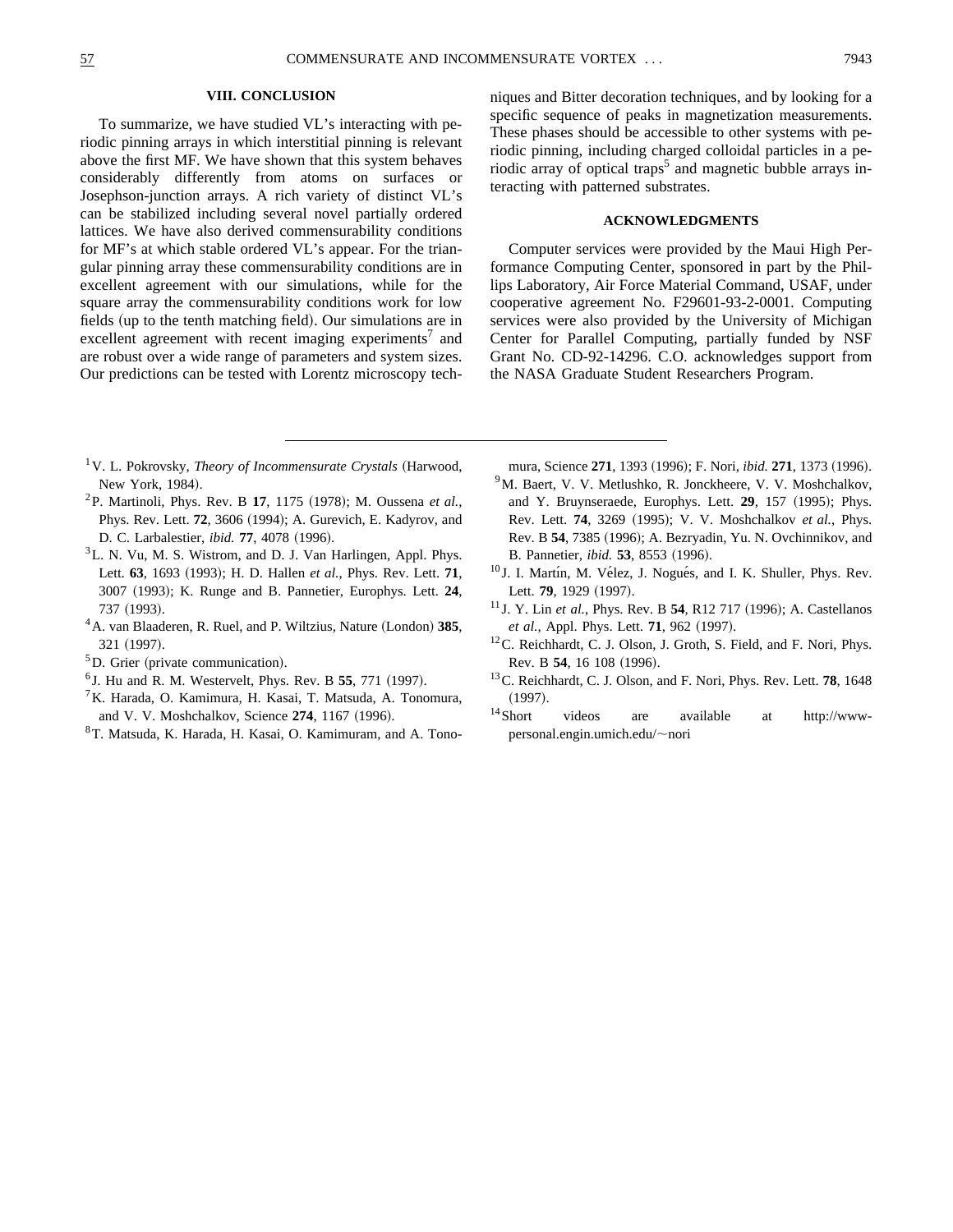## VIII. CONCLUSION

To summarize, we have studied VL's interacting with periodic pinning arrays in which interstitial pinning is relevant above the first MF. We have shown that this system behaves considerably differently from atoms on surfaces or Josephson-junction arrays. A rich variety of distinct VL's can be stabilized including several novel partially ordered lattices. We have also derived commensurability conditions for MF's at which stable ordered VL's appear. For the triangular pinning array these commensurability conditions are in excellent agreement with our simulations, while for the square array the commensurability conditions work for low fields (up to the tenth matching field). Our simulations are in excellent agreement with recent imaging experiments[7] and are robust over a wide range of parameters and system sizes. Our predictions can be tested with Lorentz microscopy techniques and Bitter decoration techniques, and by looking for a specific sequence of peaks in magnetization measurements. These phases should be accessible to other systems with periodic pinning, including charged colloidal particles in a periodic array of optical traps[5] and magnetic bubble arrays interacting with patterned substrates.

## ACKNOWLEDGMENTS

Computer services were provided by the Maui High Performance Computing Center, sponsored in part by the Phillips Laboratory, Air Force Material Command, USAF, under cooperative agreement No. F29601-93-2-0001. Computing services were also provided by the University of Michigan Center for Parallel Computing, partially funded by NSF Grant No. CD-92-14296. C.O. acknowledges support from the NASA Graduate Student Researchers Program.

---

[1] V. L. Pokrovsky, *Theory of Incommensurate Crystals* (Harwood, New York, 1984).

[2] P. Martinoli, Phys. Rev. B **17**, 1175 (1978); M. Oussena *et al.*, Phys. Rev. Lett. **72**, 3606 (1994); A. Gurevich, E. Kadyrov, and D. C. Larbalestier, *ibid.* **77**, 4078 (1996).

[3] L. N. Vu, M. S. Wistrom, and D. J. Van Harlingen, Appl. Phys. Lett. **63**, 1693 (1993); H. D. Hallen *et al.*, Phys. Rev. Lett. **71**, 3007 (1993); K. Runge and B. Pannetier, Europhys. Lett. **24**, 737 (1993).

[4] A. van Blaaderen, R. Ruel, and P. Wiltzius, Nature (London) **385**, 321 (1997).

[5] D. Grier (private communication).

[6] J. Hu and R. M. Westervelt, Phys. Rev. B **55**, 771 (1997).

[7] K. Harada, O. Kamimura, H. Kasai, T. Matsuda, A. Tonomura, and V. V. Moshchalkov, Science **274**, 1167 (1996).

[8] T. Matsuda, K. Harada, H. Kasai, O. Kamimuram, and A. Tonomura, Science **271**, 1393 (1996); F. Nori, *ibid.* **271**, 1373 (1996).

[9] M. Baert, V. V. Metlushko, R. Jonckheere, V. V. Moshchalkov, and Y. Bruynseraede, Europhys. Lett. **29**, 157 (1995); Phys. Rev. Lett. **74**, 3269 (1995); V. V. Moshchalkov *et al.*, Phys. Rev. B **54**, 7385 (1996); A. Bezryadin, Yu. N. Ovchinnikov, and B. Pannetier, *ibid.* **53**, 8553 (1996).

[10] J. I. Martín, M. Vélez, J. Nogués, and I. K. Shuller, Phys. Rev. Lett. **79**, 1929 (1997).

[11] J. Y. Lin *et al.*, Phys. Rev. B **54**, R12 717 (1996); A. Castellanos *et al.*, Appl. Phys. Lett. **71**, 962 (1997).

[12] C. Reichhardt, C. J. Olson, J. Groth, S. Field, and F. Nori, Phys. Rev. B **54**, 16 108 (1996).

[13] C. Reichhardt, C. J. Olson, and F. Nori, Phys. Rev. Lett. **78**, 1648 (1997).

[14] Short videos are available at http://www-personal.engin.umich.edu/~nori